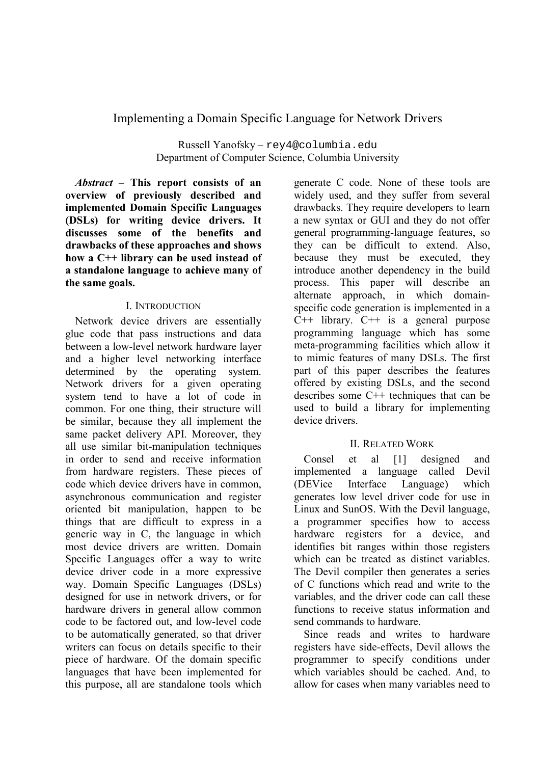# Implementing a Domain Specific Language for Network Drivers

Russell Yanofsky – rey4@columbia.edu
Department of Computer Science, Columbia University

***Abstract*** **– This report consists of an overview of previously described and implemented Domain Specific Languages (DSLs) for writing device drivers. It discusses some of the benefits and drawbacks of these approaches and shows how a C++ library can be used instead of a standalone language to achieve many of the same goals.**

## I. Introduction

Network device drivers are essentially glue code that pass instructions and data between a low-level network hardware layer and a higher level networking interface determined by the operating system. Network drivers for a given operating system tend to have a lot of code in common. For one thing, their structure will be similar, because they all implement the same packet delivery API. Moreover, they all use similar bit-manipulation techniques in order to send and receive information from hardware registers. These pieces of code which device drivers have in common, asynchronous communication and register oriented bit manipulation, happen to be things that are difficult to express in a generic way in C, the language in which most device drivers are written. Domain Specific Languages offer a way to write device driver code in a more expressive way. Domain Specific Languages (DSLs) designed for use in network drivers, or for hardware drivers in general allow common code to be factored out, and low-level code to be automatically generated, so that driver writers can focus on details specific to their piece of hardware. Of the domain specific languages that have been implemented for this purpose, all are standalone tools which generate C code. None of these tools are widely used, and they suffer from several drawbacks. They require developers to learn a new syntax or GUI and they do not offer general programming-language features, so they can be difficult to extend. Also, because they must be executed, they introduce another dependency in the build process. This paper will describe an alternate approach, in which domain-specific code generation is implemented in a C++ library. C++ is a general purpose programming language which has some meta-programming facilities which allow it to mimic features of many DSLs. The first part of this paper describes the features offered by existing DSLs, and the second describes some C++ techniques that can be used to build a library for implementing device drivers.

## II. Related Work

Consel et al [1] designed and implemented a language called Devil (DEVice Interface Language) which generates low level driver code for use in Linux and SunOS. With the Devil language, a programmer specifies how to access hardware registers for a device, and identifies bit ranges within those registers which can be treated as distinct variables. The Devil compiler then generates a series of C functions which read and write to the variables, and the driver code can call these functions to receive status information and send commands to hardware.

Since reads and writes to hardware registers have side-effects, Devil allows the programmer to specify conditions under which variables should be cached. And, to allow for cases when many variables need to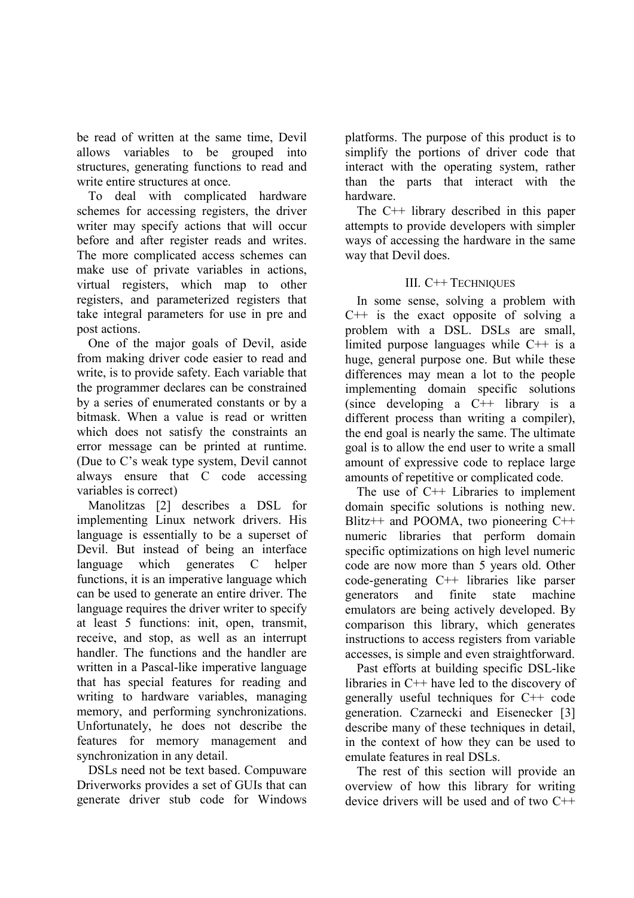be read of written at the same time, Devil allows variables to be grouped into structures, generating functions to read and write entire structures at once.

To deal with complicated hardware schemes for accessing registers, the driver writer may specify actions that will occur before and after register reads and writes. The more complicated access schemes can make use of private variables in actions, virtual registers, which map to other registers, and parameterized registers that take integral parameters for use in pre and post actions.

One of the major goals of Devil, aside from making driver code easier to read and write, is to provide safety. Each variable that the programmer declares can be constrained by a series of enumerated constants or by a bitmask. When a value is read or written which does not satisfy the constraints an error message can be printed at runtime. (Due to C's weak type system, Devil cannot always ensure that C code accessing variables is correct)

Manolitzas [2] describes a DSL for implementing Linux network drivers. His language is essentially to be a superset of Devil. But instead of being an interface language which generates C helper functions, it is an imperative language which can be used to generate an entire driver. The language requires the driver writer to specify at least 5 functions: init, open, transmit, receive, and stop, as well as an interrupt handler. The functions and the handler are written in a Pascal-like imperative language that has special features for reading and writing to hardware variables, managing memory, and performing synchronizations. Unfortunately, he does not describe the features for memory management and synchronization in any detail.

DSLs need not be text based. Compuware Driverworks provides a set of GUIs that can generate driver stub code for Windows platforms. The purpose of this product is to simplify the portions of driver code that interact with the operating system, rather than the parts that interact with the hardware.

The C++ library described in this paper attempts to provide developers with simpler ways of accessing the hardware in the same way that Devil does.

## III. C++ Techniques

In some sense, solving a problem with C++ is the exact opposite of solving a problem with a DSL. DSLs are small, limited purpose languages while C++ is a huge, general purpose one. But while these differences may mean a lot to the people implementing domain specific solutions (since developing a C++ library is a different process than writing a compiler), the end goal is nearly the same. The ultimate goal is to allow the end user to write a small amount of expressive code to replace large amounts of repetitive or complicated code.

The use of C++ Libraries to implement domain specific solutions is nothing new. Blitz++ and POOMA, two pioneering C++ numeric libraries that perform domain specific optimizations on high level numeric code are now more than 5 years old. Other code-generating C++ libraries like parser generators and finite state machine emulators are being actively developed. By comparison this library, which generates instructions to access registers from variable accesses, is simple and even straightforward.

Past efforts at building specific DSL-like libraries in C++ have led to the discovery of generally useful techniques for C++ code generation. Czarnecki and Eisenecker [3] describe many of these techniques in detail, in the context of how they can be used to emulate features in real DSLs.

The rest of this section will provide an overview of how this library for writing device drivers will be used and of two C++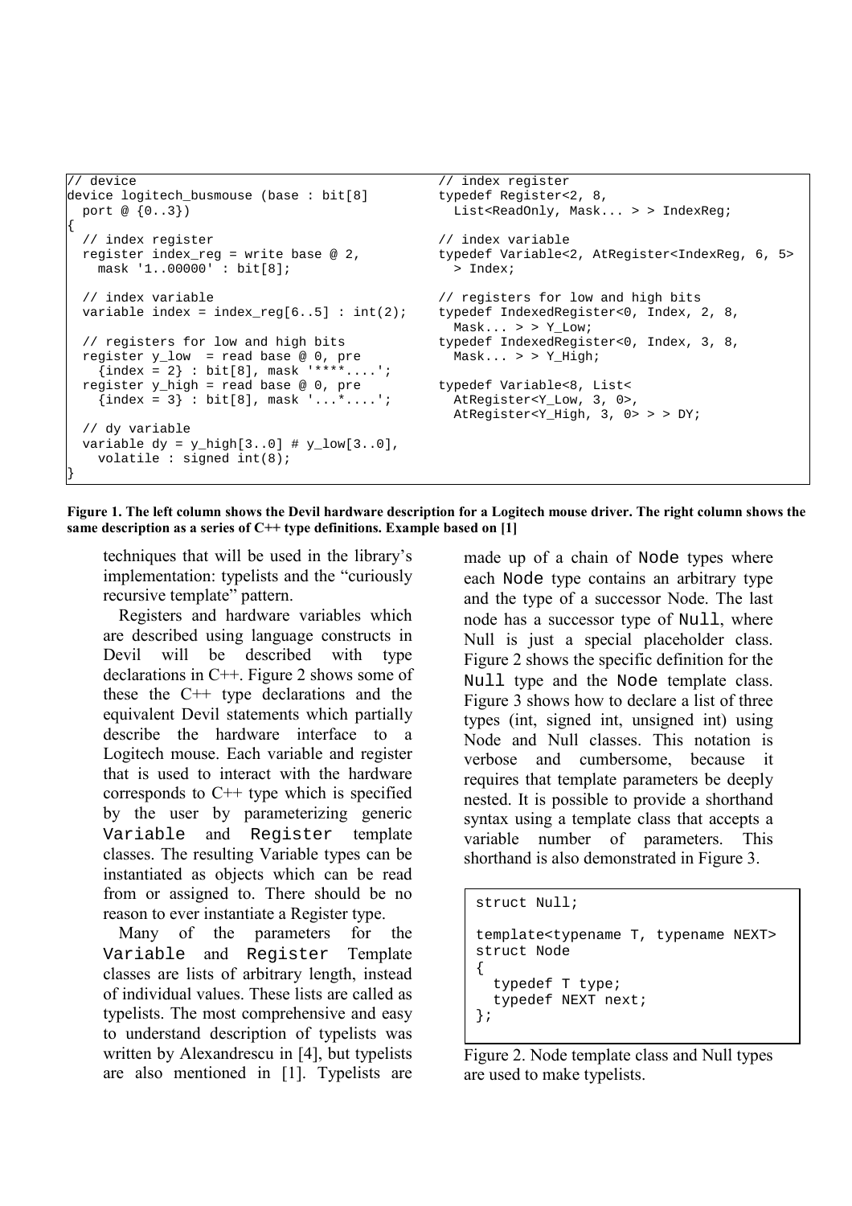```
// device
device logitech_busmouse (base : bit[8]
  port @ {0..3})
{
  // index register
  register index_reg = write base @ 2,
    mask '1..00000' : bit[8];

  // index variable
  variable index = index_reg[6..5] : int(2);

  // registers for low and high bits
  register y_low  = read base @ 0, pre
    {index = 2} : bit[8], mask '****....';
  register y_high = read base @ 0, pre
    {index = 3} : bit[8], mask '...*....';

  // dy variable
  variable dy = y_high[3..0] # y_low[3..0],
    volatile : signed int(8);
}
```

```
// index register
typedef Register<2, 8,
  List<ReadOnly, Mask... > > IndexReg;

// index variable
typedef Variable<2, AtRegister<IndexReg, 6, 5>
  > Index;

// registers for low and high bits
typedef IndexedRegister<0, Index, 2, 8,
  Mask... > > Y_Low;
typedef IndexedRegister<0, Index, 3, 8,
  Mask... > > Y_High;

typedef Variable<8, List<
  AtRegister<Y_Low, 3, 0>,
  AtRegister<Y_High, 3, 0> > > DY;
```

**Figure 1. The left column shows the Devil hardware description for a Logitech mouse driver. The right column shows the same description as a series of C++ type definitions. Example based on [1]**

techniques that will be used in the library's implementation: typelists and the "curiously recursive template" pattern.

Registers and hardware variables which are described using language constructs in Devil will be described with type declarations in C++. Figure 2 shows some of these the C++ type declarations and the equivalent Devil statements which partially describe the hardware interface to a Logitech mouse. Each variable and register that is used to interact with the hardware corresponds to C++ type which is specified by the user by parameterizing generic `Variable` and `Register` template classes. The resulting Variable types can be instantiated as objects which can be read from or assigned to. There should be no reason to ever instantiate a Register type.

Many of the parameters for the `Variable` and `Register` Template classes are lists of arbitrary length, instead of individual values. These lists are called as typelists. The most comprehensive and easy to understand description of typelists was written by Alexandrescu in [4], but typelists are also mentioned in [1]. Typelists are made up of a chain of `Node` types where each `Node` type contains an arbitrary type and the type of a successor Node. The last node has a successor type of `Null`, where Null is just a special placeholder class. Figure 2 shows the specific definition for the `Null` type and the `Node` template class. Figure 3 shows how to declare a list of three types (int, signed int, unsigned int) using Node and Null classes. This notation is verbose and cumbersome, because it requires that template parameters be deeply nested. It is possible to provide a shorthand syntax using a template class that accepts a variable number of parameters. This shorthand is also demonstrated in Figure 3.

```
struct Null;

template<typename T, typename NEXT>
struct Node
{
  typedef T type;
  typedef NEXT next;
};
```

Figure 2. Node template class and Null types are used to make typelists.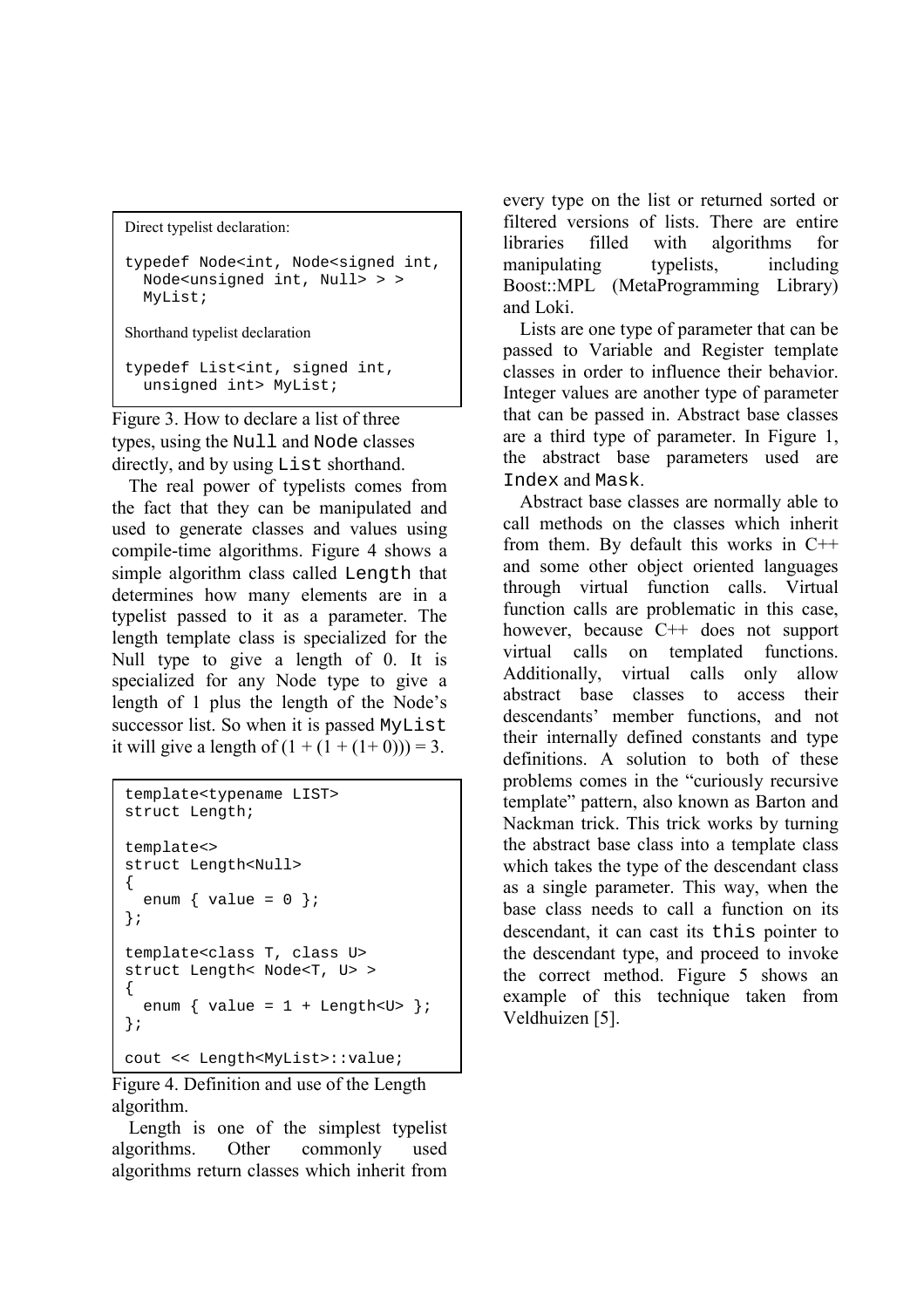```
Direct typelist declaration:

typedef Node<int, Node<signed int,
  Node<unsigned int, Null> > >
  MyList;

Shorthand typelist declaration

typedef List<int, signed int,
  unsigned int> MyList;
```

Figure 3. How to declare a list of three types, using the `Null` and `Node` classes directly, and by using `List` shorthand.

The real power of typelists comes from the fact that they can be manipulated and used to generate classes and values using compile-time algorithms. Figure 4 shows a simple algorithm class called `Length` that determines how many elements are in a typelist passed to it as a parameter. The length template class is specialized for the Null type to give a length of 0. It is specialized for any Node type to give a length of 1 plus the length of the Node's successor list. So when it is passed `MyList` it will give a length of $(1 + (1 + (1+ 0))) = 3$.

```
template<typename LIST>
struct Length;

template<>
struct Length<Null>
{
  enum { value = 0 };
};

template<class T, class U>
struct Length< Node<T, U> >
{
  enum { value = 1 + Length<U> };
};

cout << Length<MyList>::value;
```

Figure 4. Definition and use of the Length algorithm.

Length is one of the simplest typelist algorithms. Other commonly used algorithms return classes which inherit from every type on the list or returned sorted or filtered versions of lists. There are entire libraries filled with algorithms for manipulating typelists, including Boost::MPL (MetaProgramming Library) and Loki.

Lists are one type of parameter that can be passed to Variable and Register template classes in order to influence their behavior. Integer values are another type of parameter that can be passed in. Abstract base classes are a third type of parameter. In Figure 1, the abstract base parameters used are `Index` and `Mask`.

Abstract base classes are normally able to call methods on the classes which inherit from them. By default this works in C++ and some other object oriented languages through virtual function calls. Virtual function calls are problematic in this case, however, because C++ does not support virtual calls on templated functions. Additionally, virtual calls only allow abstract base classes to access their descendants' member functions, and not their internally defined constants and type definitions. A solution to both of these problems comes in the "curiously recursive template" pattern, also known as Barton and Nackman trick. This trick works by turning the abstract base class into a template class which takes the type of the descendant class as a single parameter. This way, when the base class needs to call a function on its descendant, it can cast its `this` pointer to the descendant type, and proceed to invoke the correct method. Figure 5 shows an example of this technique taken from Veldhuizen [5].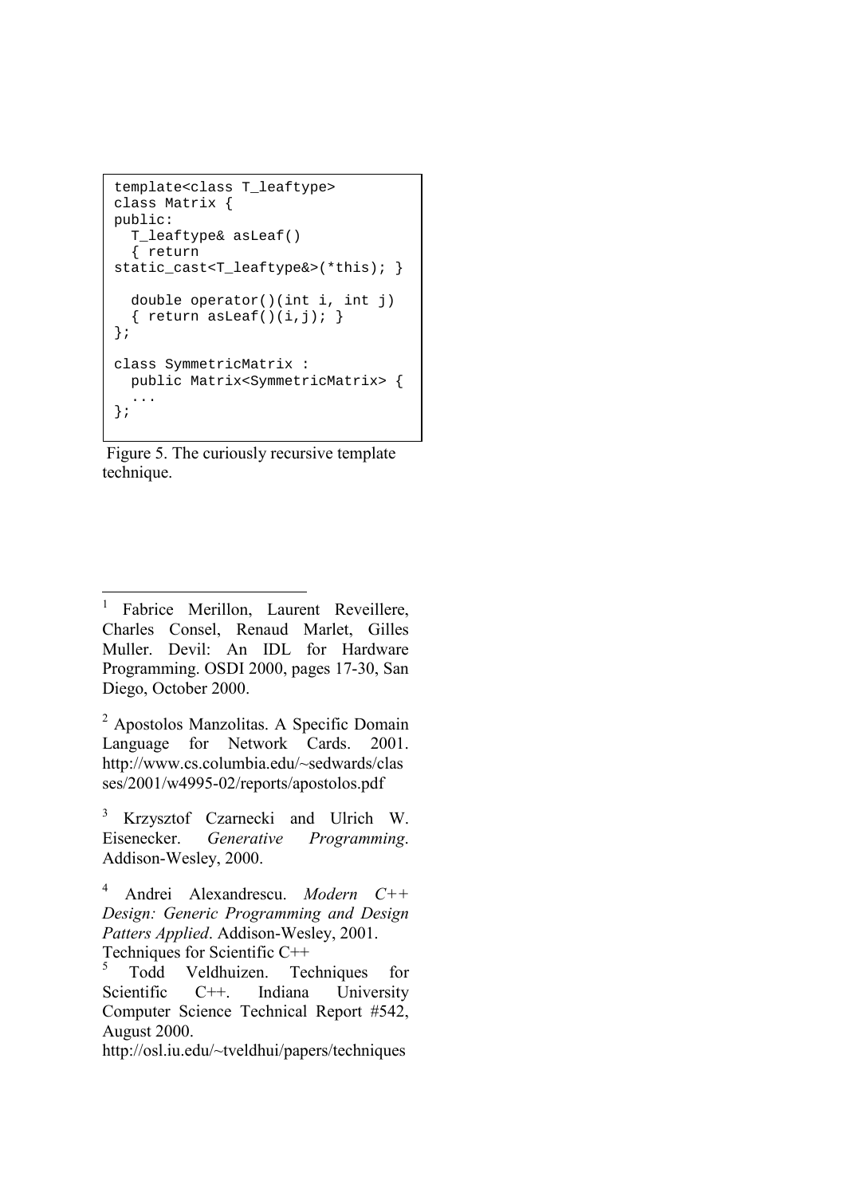```
template<class T_leaftype>
class Matrix {
public:
  T_leaftype& asLeaf()
  { return
static_cast<T_leaftype&>(*this); }

  double operator()(int i, int j)
  { return asLeaf()(i,j); }
};

class SymmetricMatrix :
  public Matrix<SymmetricMatrix> {
  ...
};
```

Figure 5. The curiously recursive template technique.

---

[1] Fabrice Merillon, Laurent Reveillere, Charles Consel, Renaud Marlet, Gilles Muller. Devil: An IDL for Hardware Programming. OSDI 2000, pages 17-30, San Diego, October 2000.

[2] Apostolos Manzolitas. A Specific Domain Language for Network Cards. 2001. http://www.cs.columbia.edu/~sedwards/classes/2001/w4995-02/reports/apostolos.pdf

[3] Krzysztof Czarnecki and Ulrich W. Eisenecker. *Generative Programming*. Addison-Wesley, 2000.

[4] Andrei Alexandrescu. *Modern C++ Design: Generic Programming and Design Patters Applied*. Addison-Wesley, 2001.
Techniques for Scientific C++

[5] Todd Veldhuizen. Techniques for Scientific C++. Indiana University Computer Science Technical Report #542, August 2000.
http://osl.iu.edu/~tveldhui/papers/techniques